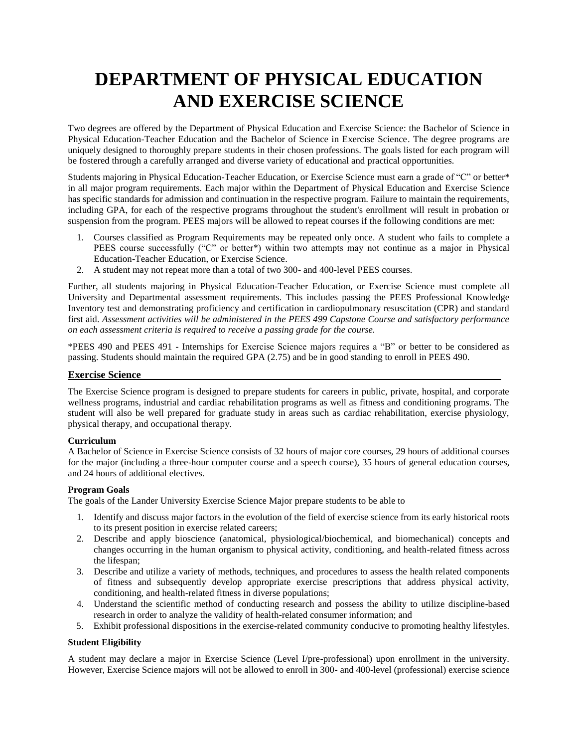# DEPARTMENT OF PHYSICAL EDUCATION AND EXERCISE SCIENCE

Two degrees are offered by the Department of Physical Education and Exercise Science: the Bachelor of Science in Physical Education-Teacher Education and the Bachelor of Science in Exercise Science. The degree programs are uniquely designed to thoroughly prepare students in their chosen professions. The goals listed for each program will be fostered through a carefully arranged and diverse variety of educational and practical opportunities.

Students majoring in Physical Education-Teacher Education, or Exercise Science must earn a grade of "C" or better* in all major program requirements. Each major within the Department of Physical Education and Exercise Science has specific standards for admission and continuation in the respective program. Failure to maintain the requirements, including GPA, for each of the respective programs throughout the student's enrollment will result in probation or suspension from the program. PEES majors will be allowed to repeat courses if the following conditions are met:

1. Courses classified as Program Requirements may be repeated only once. A student who fails to complete a PEES course successfully ("C" or better*) within two attempts may not continue as a major in Physical Education-Teacher Education, or Exercise Science.
2. A student may not repeat more than a total of two 300- and 400-level PEES courses.

Further, all students majoring in Physical Education-Teacher Education, or Exercise Science must complete all University and Departmental assessment requirements. This includes passing the PEES Professional Knowledge Inventory test and demonstrating proficiency and certification in cardiopulmonary resuscitation (CPR) and standard first aid. *Assessment activities will be administered in the PEES 499 Capstone Course and satisfactory performance on each assessment criteria is required to receive a passing grade for the course.*

*PEES 490 and PEES 491 - Internships for Exercise Science majors requires a "B" or better to be considered as passing. Students should maintain the required GPA (2.75) and be in good standing to enroll in PEES 490.

## Exercise Science

The Exercise Science program is designed to prepare students for careers in public, private, hospital, and corporate wellness programs, industrial and cardiac rehabilitation programs as well as fitness and conditioning programs. The student will also be well prepared for graduate study in areas such as cardiac rehabilitation, exercise physiology, physical therapy, and occupational therapy.

### Curriculum

A Bachelor of Science in Exercise Science consists of 32 hours of major core courses, 29 hours of additional courses for the major (including a three-hour computer course and a speech course), 35 hours of general education courses, and 24 hours of additional electives.

### Program Goals

The goals of the Lander University Exercise Science Major prepare students to be able to

1. Identify and discuss major factors in the evolution of the field of exercise science from its early historical roots to its present position in exercise related careers;
2. Describe and apply bioscience (anatomical, physiological/biochemical, and biomechanical) concepts and changes occurring in the human organism to physical activity, conditioning, and health-related fitness across the lifespan;
3. Describe and utilize a variety of methods, techniques, and procedures to assess the health related components of fitness and subsequently develop appropriate exercise prescriptions that address physical activity, conditioning, and health-related fitness in diverse populations;
4. Understand the scientific method of conducting research and possess the ability to utilize discipline-based research in order to analyze the validity of health-related consumer information; and
5. Exhibit professional dispositions in the exercise-related community conducive to promoting healthy lifestyles.

### Student Eligibility

A student may declare a major in Exercise Science (Level I/pre-professional) upon enrollment in the university. However, Exercise Science majors will not be allowed to enroll in 300- and 400-level (professional) exercise science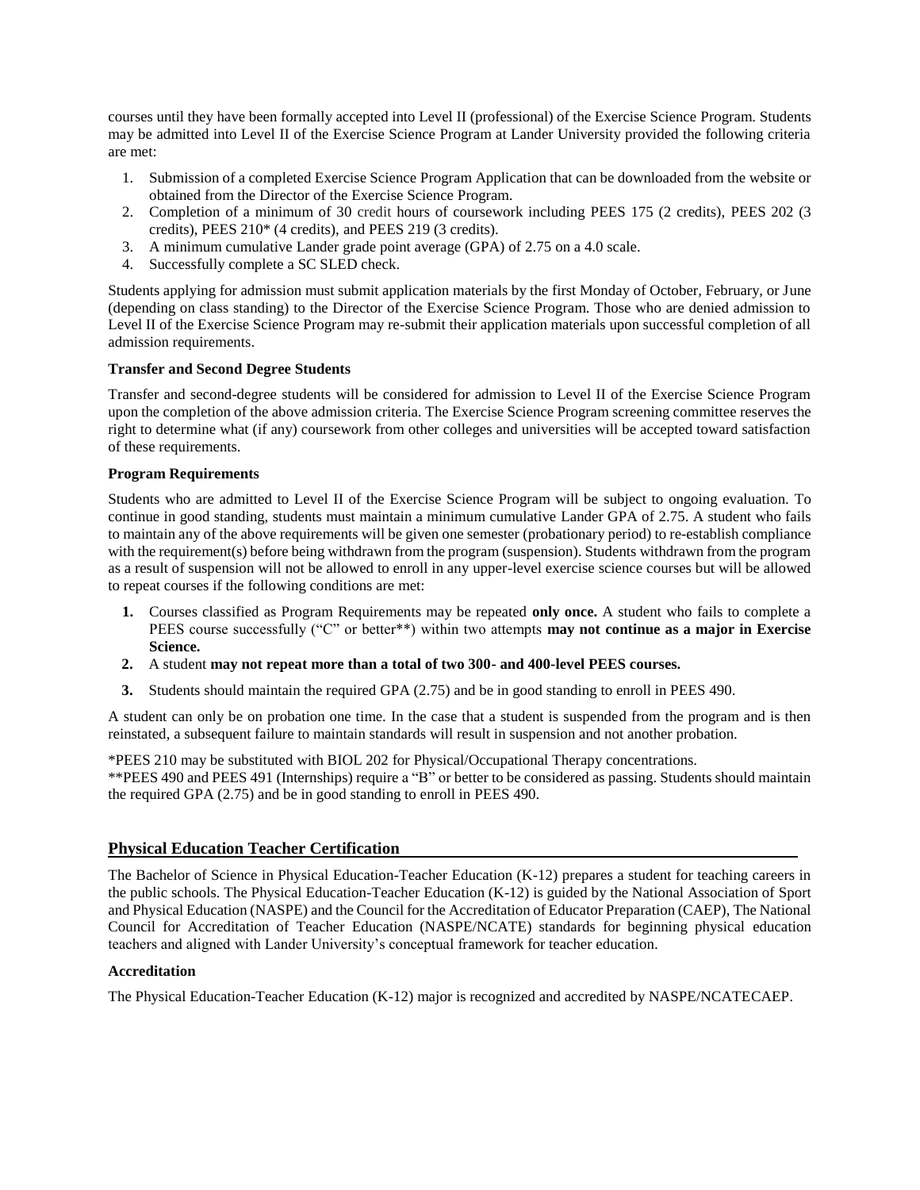courses until they have been formally accepted into Level II (professional) of the Exercise Science Program. Students may be admitted into Level II of the Exercise Science Program at Lander University provided the following criteria are met:

1. Submission of a completed Exercise Science Program Application that can be downloaded from the website or obtained from the Director of the Exercise Science Program.
2. Completion of a minimum of 30 credit hours of coursework including PEES 175 (2 credits), PEES 202 (3 credits), PEES 210* (4 credits), and PEES 219 (3 credits).
3. A minimum cumulative Lander grade point average (GPA) of 2.75 on a 4.0 scale.
4. Successfully complete a SC SLED check.

Students applying for admission must submit application materials by the first Monday of October, February, or June (depending on class standing) to the Director of the Exercise Science Program. Those who are denied admission to Level II of the Exercise Science Program may re-submit their application materials upon successful completion of all admission requirements.

**Transfer and Second Degree Students**

Transfer and second-degree students will be considered for admission to Level II of the Exercise Science Program upon the completion of the above admission criteria. The Exercise Science Program screening committee reserves the right to determine what (if any) coursework from other colleges and universities will be accepted toward satisfaction of these requirements.

**Program Requirements**

Students who are admitted to Level II of the Exercise Science Program will be subject to ongoing evaluation. To continue in good standing, students must maintain a minimum cumulative Lander GPA of 2.75. A student who fails to maintain any of the above requirements will be given one semester (probationary period) to re-establish compliance with the requirement(s) before being withdrawn from the program (suspension). Students withdrawn from the program as a result of suspension will not be allowed to enroll in any upper-level exercise science courses but will be allowed to repeat courses if the following conditions are met:

1. Courses classified as Program Requirements may be repeated **only once.** A student who fails to complete a PEES course successfully ("C" or better**) within two attempts **may not continue as a major in Exercise Science.**
2. A student **may not repeat more than a total of two 300- and 400-level PEES courses.**
3. Students should maintain the required GPA (2.75) and be in good standing to enroll in PEES 490.

A student can only be on probation one time. In the case that a student is suspended from the program and is then reinstated, a subsequent failure to maintain standards will result in suspension and not another probation.

*PEES 210 may be substituted with BIOL 202 for Physical/Occupational Therapy concentrations.
**PEES 490 and PEES 491 (Internships) require a "B" or better to be considered as passing. Students should maintain the required GPA (2.75) and be in good standing to enroll in PEES 490.

## Physical Education Teacher Certification

The Bachelor of Science in Physical Education-Teacher Education (K-12) prepares a student for teaching careers in the public schools. The Physical Education-Teacher Education (K-12) is guided by the National Association of Sport and Physical Education (NASPE) and the Council for the Accreditation of Educator Preparation (CAEP), The National Council for Accreditation of Teacher Education (NASPE/NCATE) standards for beginning physical education teachers and aligned with Lander University's conceptual framework for teacher education.

**Accreditation**

The Physical Education-Teacher Education (K-12) major is recognized and accredited by NASPE/NCATECAEP.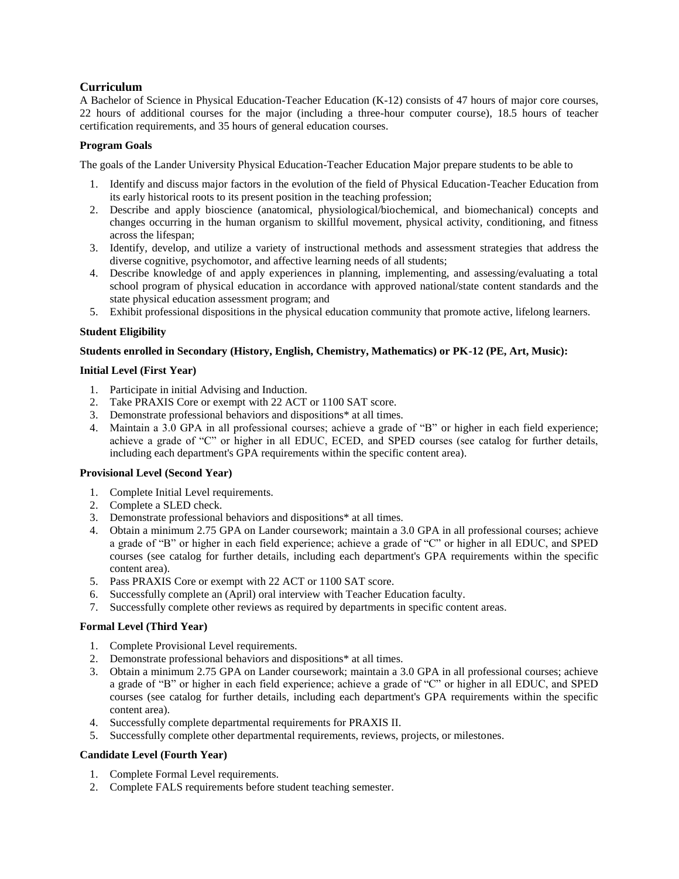## Curriculum

A Bachelor of Science in Physical Education-Teacher Education (K-12) consists of 47 hours of major core courses, 22 hours of additional courses for the major (including a three-hour computer course), 18.5 hours of teacher certification requirements, and 35 hours of general education courses.

### Program Goals

The goals of the Lander University Physical Education-Teacher Education Major prepare students to be able to

1. Identify and discuss major factors in the evolution of the field of Physical Education-Teacher Education from its early historical roots to its present position in the teaching profession;
2. Describe and apply bioscience (anatomical, physiological/biochemical, and biomechanical) concepts and changes occurring in the human organism to skillful movement, physical activity, conditioning, and fitness across the lifespan;
3. Identify, develop, and utilize a variety of instructional methods and assessment strategies that address the diverse cognitive, psychomotor, and affective learning needs of all students;
4. Describe knowledge of and apply experiences in planning, implementing, and assessing/evaluating a total school program of physical education in accordance with approved national/state content standards and the state physical education assessment program; and
5. Exhibit professional dispositions in the physical education community that promote active, lifelong learners.

### Student Eligibility

**Students enrolled in Secondary (History, English, Chemistry, Mathematics) or PK-12 (PE, Art, Music):**

**Initial Level (First Year)**

1. Participate in initial Advising and Induction.
2. Take PRAXIS Core or exempt with 22 ACT or 1100 SAT score.
3. Demonstrate professional behaviors and dispositions* at all times.
4. Maintain a 3.0 GPA in all professional courses; achieve a grade of "B" or higher in each field experience; achieve a grade of "C" or higher in all EDUC, ECED, and SPED courses (see catalog for further details, including each department's GPA requirements within the specific content area).

**Provisional Level (Second Year)**

1. Complete Initial Level requirements.
2. Complete a SLED check.
3. Demonstrate professional behaviors and dispositions* at all times.
4. Obtain a minimum 2.75 GPA on Lander coursework; maintain a 3.0 GPA in all professional courses; achieve a grade of "B" or higher in each field experience; achieve a grade of "C" or higher in all EDUC, and SPED courses (see catalog for further details, including each department's GPA requirements within the specific content area).
5. Pass PRAXIS Core or exempt with 22 ACT or 1100 SAT score.
6. Successfully complete an (April) oral interview with Teacher Education faculty.
7. Successfully complete other reviews as required by departments in specific content areas.

**Formal Level (Third Year)**

1. Complete Provisional Level requirements.
2. Demonstrate professional behaviors and dispositions* at all times.
3. Obtain a minimum 2.75 GPA on Lander coursework; maintain a 3.0 GPA in all professional courses; achieve a grade of "B" or higher in each field experience; achieve a grade of "C" or higher in all EDUC, and SPED courses (see catalog for further details, including each department's GPA requirements within the specific content area).
4. Successfully complete departmental requirements for PRAXIS II.
5. Successfully complete other departmental requirements, reviews, projects, or milestones.

**Candidate Level (Fourth Year)**

1. Complete Formal Level requirements.
2. Complete FALS requirements before student teaching semester.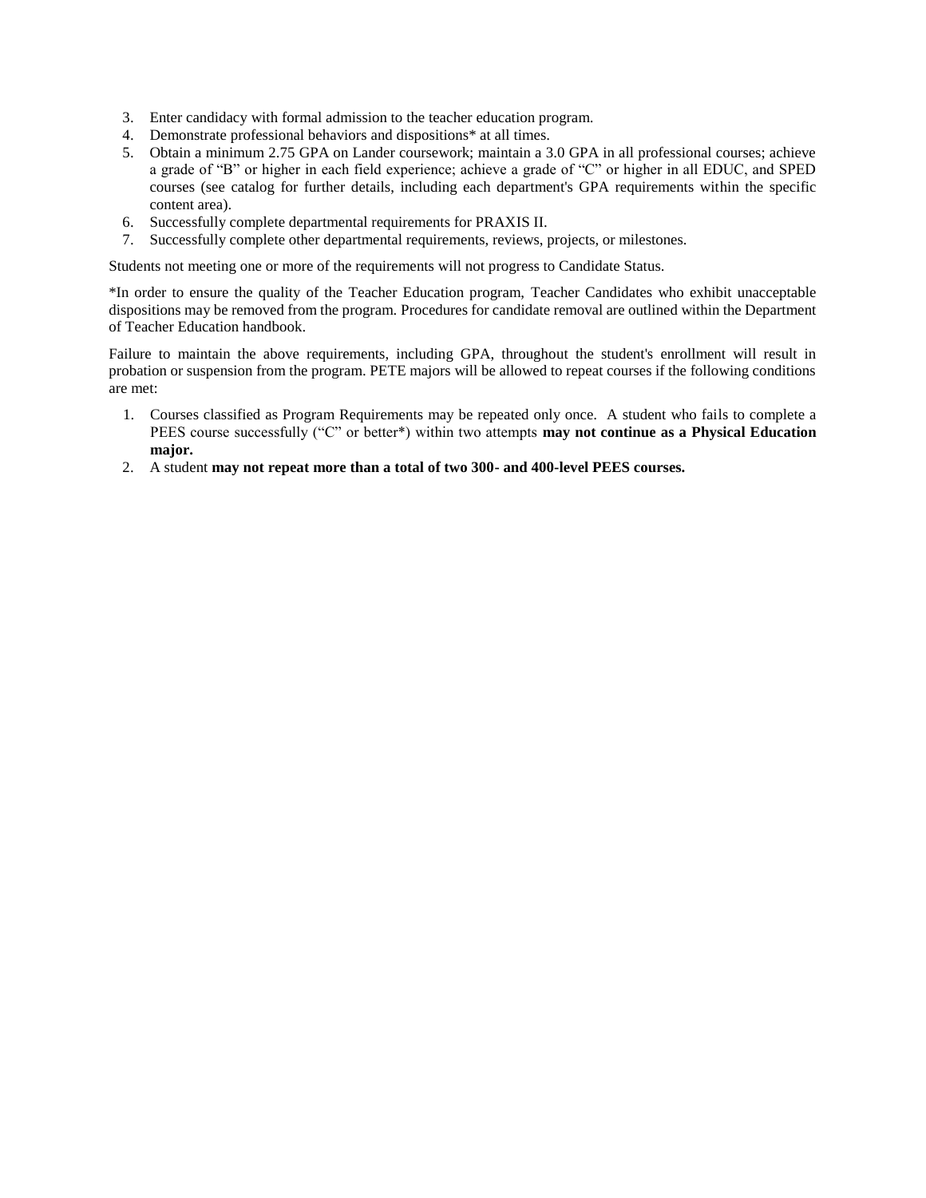3. Enter candidacy with formal admission to the teacher education program.
4. Demonstrate professional behaviors and dispositions* at all times.
5. Obtain a minimum 2.75 GPA on Lander coursework; maintain a 3.0 GPA in all professional courses; achieve a grade of "B" or higher in each field experience; achieve a grade of "C" or higher in all EDUC, and SPED courses (see catalog for further details, including each department's GPA requirements within the specific content area).
6. Successfully complete departmental requirements for PRAXIS II.
7. Successfully complete other departmental requirements, reviews, projects, or milestones.

Students not meeting one or more of the requirements will not progress to Candidate Status.

*In order to ensure the quality of the Teacher Education program, Teacher Candidates who exhibit unacceptable dispositions may be removed from the program. Procedures for candidate removal are outlined within the Department of Teacher Education handbook.

Failure to maintain the above requirements, including GPA, throughout the student's enrollment will result in probation or suspension from the program. PETE majors will be allowed to repeat courses if the following conditions are met:

1. Courses classified as Program Requirements may be repeated only once. A student who fails to complete a PEES course successfully ("C" or better*) within two attempts **may not continue as a Physical Education major.**
2. A student **may not repeat more than a total of two 300- and 400-level PEES courses.**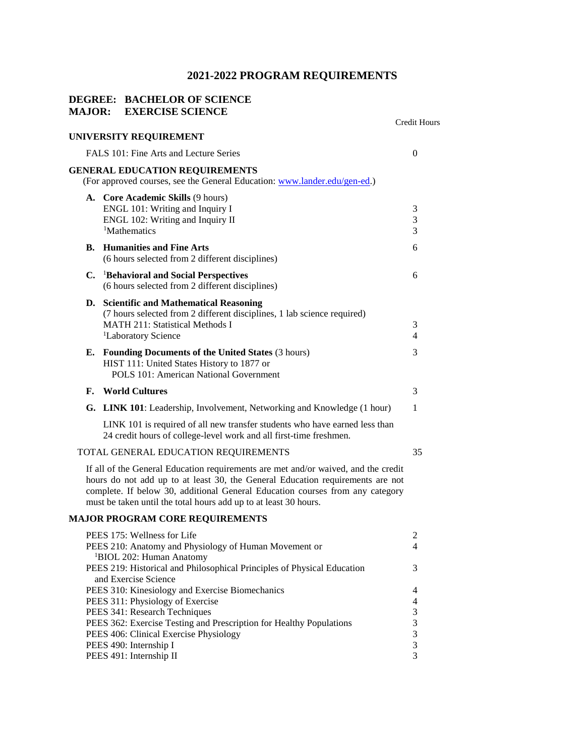# 2021-2022 PROGRAM REQUIREMENTS

## DEGREE: BACHELOR OF SCIENCE
## MAJOR: EXERCISE SCIENCE

| | Credit Hours |
|---|---|
| **UNIVERSITY REQUIREMENT** | |
| FALS 101: Fine Arts and Lecture Series | 0 |
| **GENERAL EDUCATION REQUIREMENTS** (For approved courses, see the General Education: www.lander.edu/gen-ed.) | |
| **A. Core Academic Skills** (9 hours) | |
| ENGL 101: Writing and Inquiry I | 3 |
| ENGL 102: Writing and Inquiry II | 3 |
| [1]Mathematics | 3 |
| **B. Humanities and Fine Arts** (6 hours selected from 2 different disciplines) | 6 |
| **C. [1]Behavioral and Social Perspectives** (6 hours selected from 2 different disciplines) | 6 |
| **D. Scientific and Mathematical Reasoning** (7 hours selected from 2 different disciplines, 1 lab science required) | |
| MATH 211: Statistical Methods I | 3 |
| [1]Laboratory Science | 4 |
| **E. Founding Documents of the United States** (3 hours) HIST 111: United States History to 1877 or POLS 101: American National Government | 3 |
| **F. World Cultures** | 3 |
| **G. LINK 101**: Leadership, Involvement, Networking and Knowledge (1 hour) | 1 |
| LINK 101 is required of all new transfer students who have earned less than 24 credit hours of college-level work and all first-time freshmen. | |
| TOTAL GENERAL EDUCATION REQUIREMENTS | 35 |

If all of the General Education requirements are met and/or waived, and the credit hours do not add up to at least 30, the General Education requirements are not complete. If below 30, additional General Education courses from any category must be taken until the total hours add up to at least 30 hours.

### MAJOR PROGRAM CORE REQUIREMENTS

| | Credit Hours |
|---|---|
| PEES 175: Wellness for Life | 2 |
| PEES 210: Anatomy and Physiology of Human Movement or [1]BIOL 202: Human Anatomy | 4 |
| PEES 219: Historical and Philosophical Principles of Physical Education and Exercise Science | 3 |
| PEES 310: Kinesiology and Exercise Biomechanics | 4 |
| PEES 311: Physiology of Exercise | 4 |
| PEES 341: Research Techniques | 3 |
| PEES 362: Exercise Testing and Prescription for Healthy Populations | 3 |
| PEES 406: Clinical Exercise Physiology | 3 |
| PEES 490: Internship I | 3 |
| PEES 491: Internship II | 3 |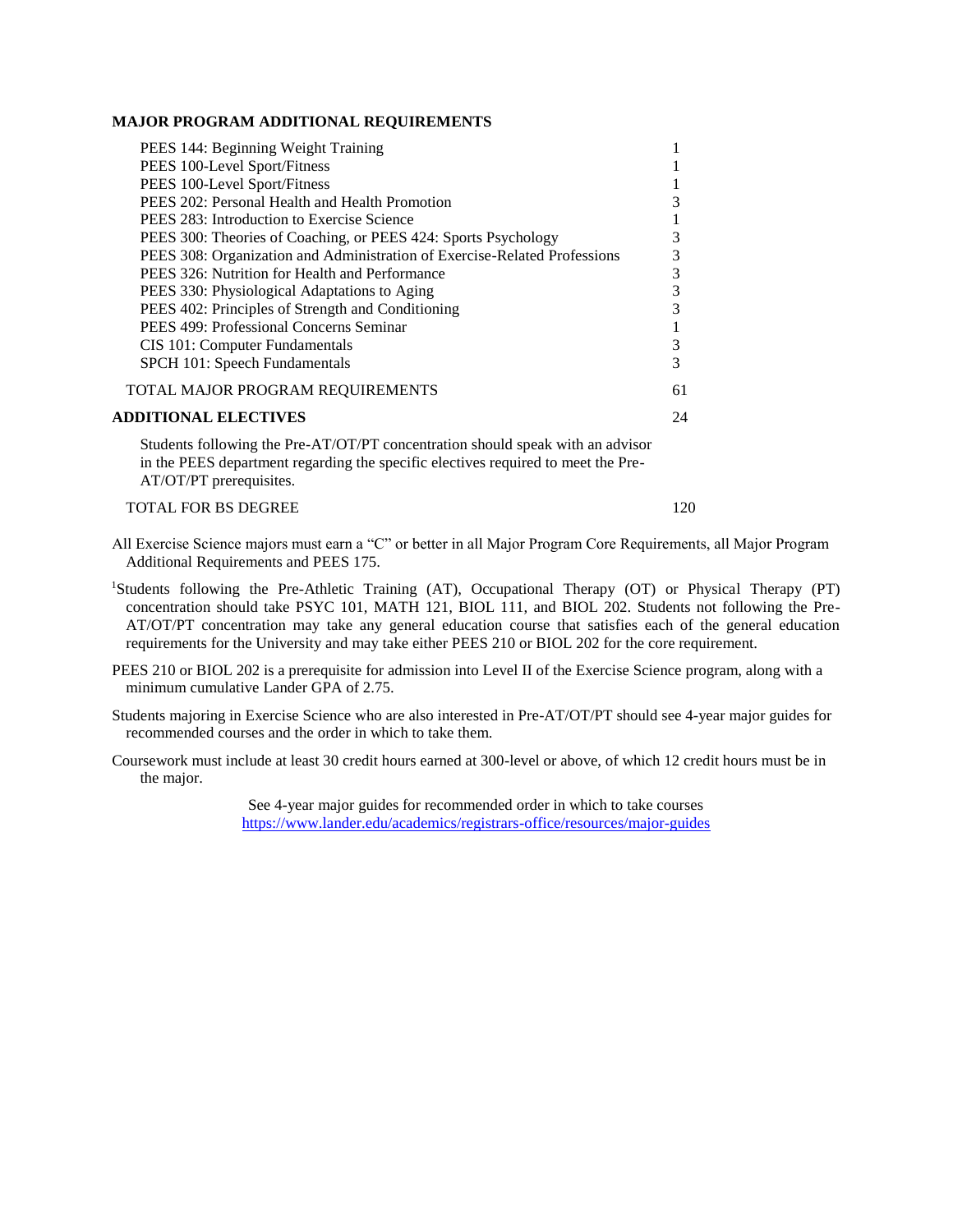**MAJOR PROGRAM ADDITIONAL REQUIREMENTS**

| | |
|---|---|
| PEES 144: Beginning Weight Training | 1 |
| PEES 100-Level Sport/Fitness | 1 |
| PEES 100-Level Sport/Fitness | 1 |
| PEES 202: Personal Health and Health Promotion | 3 |
| PEES 283: Introduction to Exercise Science | 1 |
| PEES 300: Theories of Coaching, or PEES 424: Sports Psychology | 3 |
| PEES 308: Organization and Administration of Exercise-Related Professions | 3 |
| PEES 326: Nutrition for Health and Performance | 3 |
| PEES 330: Physiological Adaptations to Aging | 3 |
| PEES 402: Principles of Strength and Conditioning | 3 |
| PEES 499: Professional Concerns Seminar | 1 |
| CIS 101: Computer Fundamentals | 3 |
| SPCH 101: Speech Fundamentals | 3 |
| TOTAL MAJOR PROGRAM REQUIREMENTS | 61 |

**ADDITIONAL ELECTIVES** 24

Students following the Pre-AT/OT/PT concentration should speak with an advisor in the PEES department regarding the specific electives required to meet the Pre-AT/OT/PT prerequisites.

TOTAL FOR BS DEGREE 120

All Exercise Science majors must earn a "C" or better in all Major Program Core Requirements, all Major Program Additional Requirements and PEES 175.

[1]Students following the Pre-Athletic Training (AT), Occupational Therapy (OT) or Physical Therapy (PT) concentration should take PSYC 101, MATH 121, BIOL 111, and BIOL 202. Students not following the Pre-AT/OT/PT concentration may take any general education course that satisfies each of the general education requirements for the University and may take either PEES 210 or BIOL 202 for the core requirement.

PEES 210 or BIOL 202 is a prerequisite for admission into Level II of the Exercise Science program, along with a minimum cumulative Lander GPA of 2.75.

Students majoring in Exercise Science who are also interested in Pre-AT/OT/PT should see 4-year major guides for recommended courses and the order in which to take them.

Coursework must include at least 30 credit hours earned at 300-level or above, of which 12 credit hours must be in the major.

See 4-year major guides for recommended order in which to take courses
https://www.lander.edu/academics/registrars-office/resources/major-guides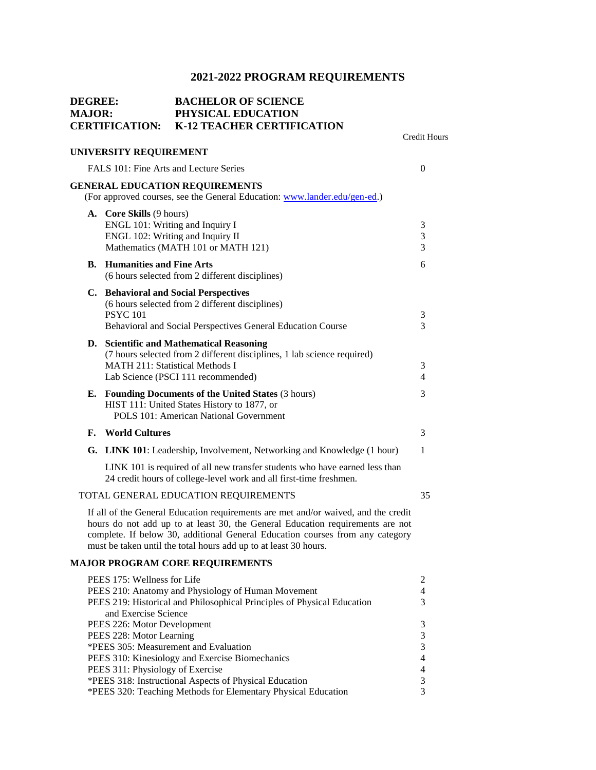# 2021-2022 PROGRAM REQUIREMENTS

**DEGREE:** BACHELOR OF SCIENCE
**MAJOR:** PHYSICAL EDUCATION
**CERTIFICATION:** K-12 TEACHER CERTIFICATION

| | Credit Hours |
|---|---|
| **UNIVERSITY REQUIREMENT** | |
| FALS 101: Fine Arts and Lecture Series | 0 |
| **GENERAL EDUCATION REQUIREMENTS** (For approved courses, see the General Education: www.lander.edu/gen-ed.) | |
| **A. Core Skills** (9 hours) | |
| ENGL 101: Writing and Inquiry I | 3 |
| ENGL 102: Writing and Inquiry II | 3 |
| Mathematics (MATH 101 or MATH 121) | 3 |
| **B. Humanities and Fine Arts** (6 hours selected from 2 different disciplines) | 6 |
| **C. Behavioral and Social Perspectives** (6 hours selected from 2 different disciplines) | |
| PSYC 101 | 3 |
| Behavioral and Social Perspectives General Education Course | 3 |
| **D. Scientific and Mathematical Reasoning** (7 hours selected from 2 different disciplines, 1 lab science required) | |
| MATH 211: Statistical Methods I | 3 |
| Lab Science (PSCI 111 recommended) | 4 |
| **E. Founding Documents of the United States** (3 hours) HIST 111: United States History to 1877, or POLS 101: American National Government | 3 |
| **F. World Cultures** | 3 |
| **G. LINK 101**: Leadership, Involvement, Networking and Knowledge (1 hour) | 1 |

LINK 101 is required of all new transfer students who have earned less than 24 credit hours of college-level work and all first-time freshmen.

| | |
|---|---|
| TOTAL GENERAL EDUCATION REQUIREMENTS | 35 |

If all of the General Education requirements are met and/or waived, and the credit hours do not add up to at least 30, the General Education requirements are not complete. If below 30, additional General Education courses from any category must be taken until the total hours add up to at least 30 hours.

**MAJOR PROGRAM CORE REQUIREMENTS**

| | |
|---|---|
| PEES 175: Wellness for Life | 2 |
| PEES 210: Anatomy and Physiology of Human Movement | 4 |
| PEES 219: Historical and Philosophical Principles of Physical Education and Exercise Science | 3 |
| PEES 226: Motor Development | 3 |
| PEES 228: Motor Learning | 3 |
| *PEES 305: Measurement and Evaluation | 3 |
| PEES 310: Kinesiology and Exercise Biomechanics | 4 |
| PEES 311: Physiology of Exercise | 4 |
| *PEES 318: Instructional Aspects of Physical Education | 3 |
| *PEES 320: Teaching Methods for Elementary Physical Education | 3 |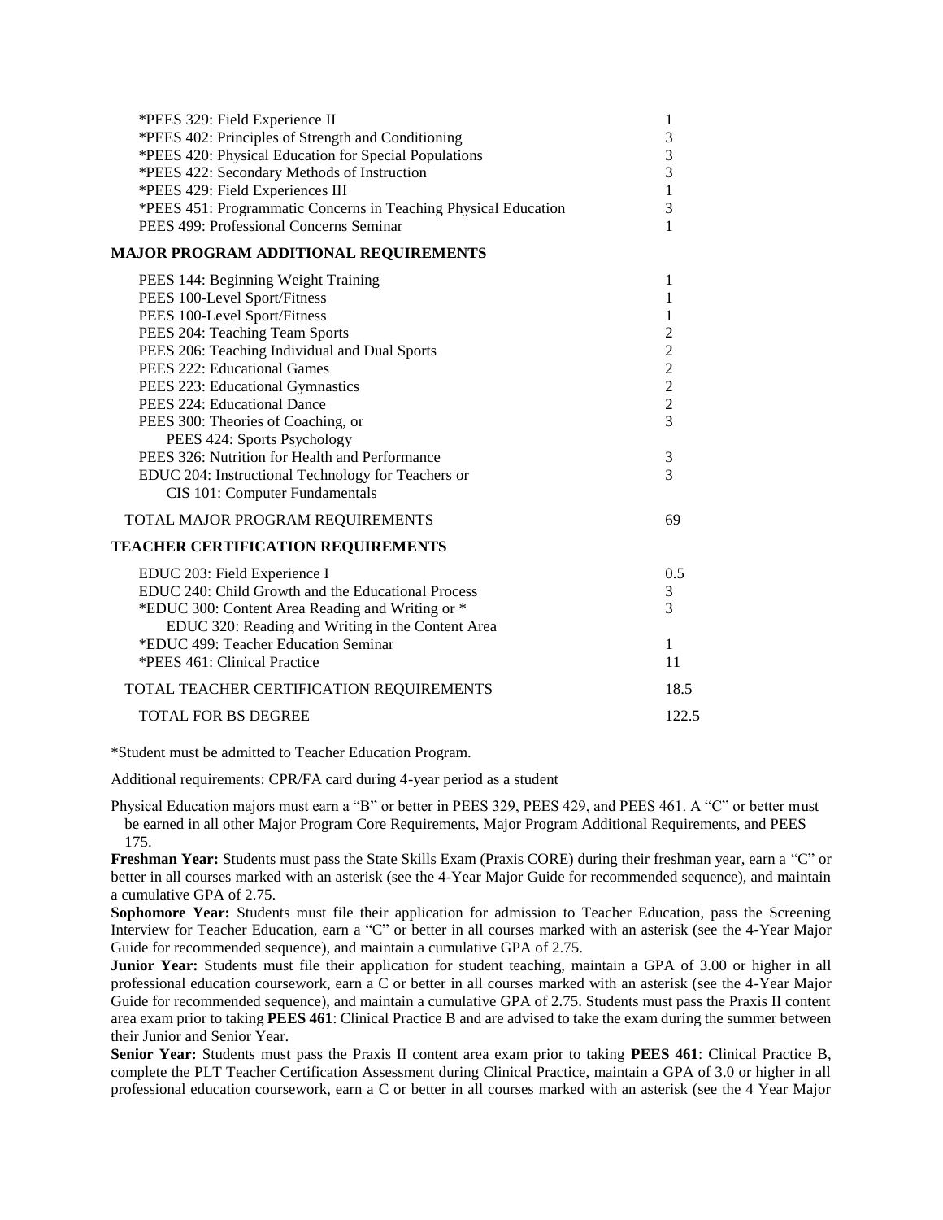| | |
|---|---|
| *PEES 329: Field Experience II | 1 |
| *PEES 402: Principles of Strength and Conditioning | 3 |
| *PEES 420: Physical Education for Special Populations | 3 |
| *PEES 422: Secondary Methods of Instruction | 3 |
| *PEES 429: Field Experiences III | 1 |
| *PEES 451: Programmatic Concerns in Teaching Physical Education | 3 |
| PEES 499: Professional Concerns Seminar | 1 |

**MAJOR PROGRAM ADDITIONAL REQUIREMENTS**

| | |
|---|---|
| PEES 144: Beginning Weight Training | 1 |
| PEES 100-Level Sport/Fitness | 1 |
| PEES 100-Level Sport/Fitness | 1 |
| PEES 204: Teaching Team Sports | 2 |
| PEES 206: Teaching Individual and Dual Sports | 2 |
| PEES 222: Educational Games | 2 |
| PEES 223: Educational Gymnastics | 2 |
| PEES 224: Educational Dance | 2 |
| PEES 300: Theories of Coaching, or PEES 424: Sports Psychology | 3 |
| PEES 326: Nutrition for Health and Performance | 3 |
| EDUC 204: Instructional Technology for Teachers or CIS 101: Computer Fundamentals | 3 |
| TOTAL MAJOR PROGRAM REQUIREMENTS | 69 |

**TEACHER CERTIFICATION REQUIREMENTS**

| | |
|---|---|
| EDUC 203: Field Experience I | 0.5 |
| EDUC 240: Child Growth and the Educational Process | 3 |
| *EDUC 300: Content Area Reading and Writing or * EDUC 320: Reading and Writing in the Content Area | 3 |
| *EDUC 499: Teacher Education Seminar | 1 |
| *PEES 461: Clinical Practice | 11 |
| TOTAL TEACHER CERTIFICATION REQUIREMENTS | 18.5 |
| TOTAL FOR BS DEGREE | 122.5 |

*Student must be admitted to Teacher Education Program.

Additional requirements: CPR/FA card during 4-year period as a student

Physical Education majors must earn a "B" or better in PEES 329, PEES 429, and PEES 461. A "C" or better must be earned in all other Major Program Core Requirements, Major Program Additional Requirements, and PEES 175.

**Freshman Year:** Students must pass the State Skills Exam (Praxis CORE) during their freshman year, earn a "C" or better in all courses marked with an asterisk (see the 4-Year Major Guide for recommended sequence), and maintain a cumulative GPA of 2.75.

**Sophomore Year:** Students must file their application for admission to Teacher Education, pass the Screening Interview for Teacher Education, earn a "C" or better in all courses marked with an asterisk (see the 4-Year Major Guide for recommended sequence), and maintain a cumulative GPA of 2.75.

**Junior Year:** Students must file their application for student teaching, maintain a GPA of 3.00 or higher in all professional education coursework, earn a C or better in all courses marked with an asterisk (see the 4-Year Major Guide for recommended sequence), and maintain a cumulative GPA of 2.75. Students must pass the Praxis II content area exam prior to taking **PEES 461**: Clinical Practice B and are advised to take the exam during the summer between their Junior and Senior Year.

**Senior Year:** Students must pass the Praxis II content area exam prior to taking **PEES 461**: Clinical Practice B, complete the PLT Teacher Certification Assessment during Clinical Practice, maintain a GPA of 3.0 or higher in all professional education coursework, earn a C or better in all courses marked with an asterisk (see the 4 Year Major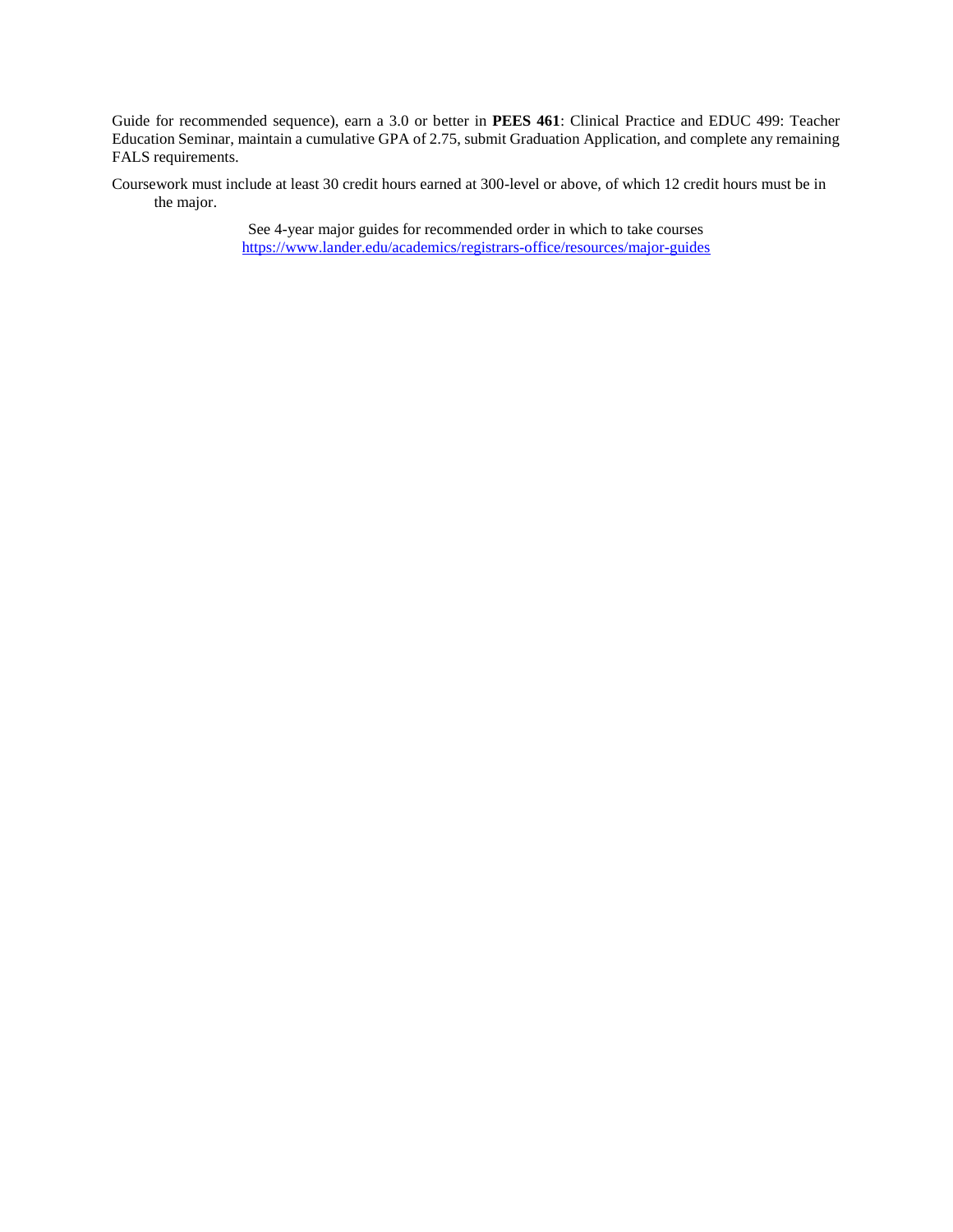Guide for recommended sequence), earn a 3.0 or better in **PEES 461**: Clinical Practice and EDUC 499: Teacher Education Seminar, maintain a cumulative GPA of 2.75, submit Graduation Application, and complete any remaining FALS requirements.

Coursework must include at least 30 credit hours earned at 300-level or above, of which 12 credit hours must be in the major.

See 4-year major guides for recommended order in which to take courses
https://www.lander.edu/academics/registrars-office/resources/major-guides